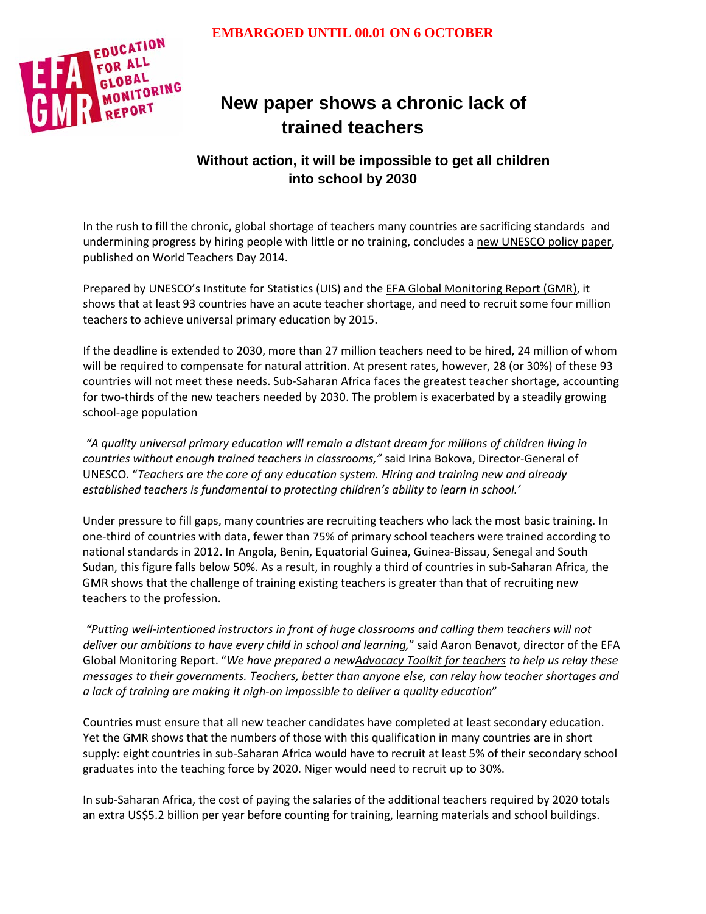**EMBARGOED UNTIL 00.01 ON 6 OCTOBER**

# New paper shows a chronic lack of trained teachers

## Without action, it will be impossible to get all children into school by 2030

In the rush to fill the chronic, global shortage of teachers many countries are sacrificing standards and undermining progress by hiring people with little or no training, concludes a new UNESCO policy paper, published on World Teachers Day 2014.

Prepared by UNESCO's Institute for Statistics (UIS) and the EFA Global Monitoring Report (GMR), it shows that at least 93 countries have an acute teacher shortage, and need to recruit some four million teachers to achieve universal primary education by 2015.

If the deadline is extended to 2030, more than 27 million teachers need to be hired, 24 million of whom will be required to compensate for natural attrition. At present rates, however, 28 (or 30%) of these 93 countries will not meet these needs. Sub-Saharan Africa faces the greatest teacher shortage, accounting for two-thirds of the new teachers needed by 2030. The problem is exacerbated by a steadily growing school-age population

*"A quality universal primary education will remain a distant dream for millions of children living in countries without enough trained teachers in classrooms,"* said Irina Bokova, Director-General of UNESCO. "*Teachers are the core of any education system. Hiring and training new and already established teachers is fundamental to protecting children's ability to learn in school.'*

Under pressure to fill gaps, many countries are recruiting teachers who lack the most basic training. In one-third of countries with data, fewer than 75% of primary school teachers were trained according to national standards in 2012. In Angola, Benin, Equatorial Guinea, Guinea-Bissau, Senegal and South Sudan, this figure falls below 50%. As a result, in roughly a third of countries in sub-Saharan Africa, the GMR shows that the challenge of training existing teachers is greater than that of recruiting new teachers to the profession.

*"Putting well-intentioned instructors in front of huge classrooms and calling them teachers will not deliver our ambitions to have every child in school and learning,*" said Aaron Benavot, director of the EFA Global Monitoring Report. "*We have prepared a newAdvocacy Toolkit for teachers to help us relay these messages to their governments. Teachers, better than anyone else, can relay how teacher shortages and a lack of training are making it nigh-on impossible to deliver a quality education*"

Countries must ensure that all new teacher candidates have completed at least secondary education. Yet the GMR shows that the numbers of those with this qualification in many countries are in short supply: eight countries in sub-Saharan Africa would have to recruit at least 5% of their secondary school graduates into the teaching force by 2020. Niger would need to recruit up to 30%.

In sub-Saharan Africa, the cost of paying the salaries of the additional teachers required by 2020 totals an extra US$5.2 billion per year before counting for training, learning materials and school buildings.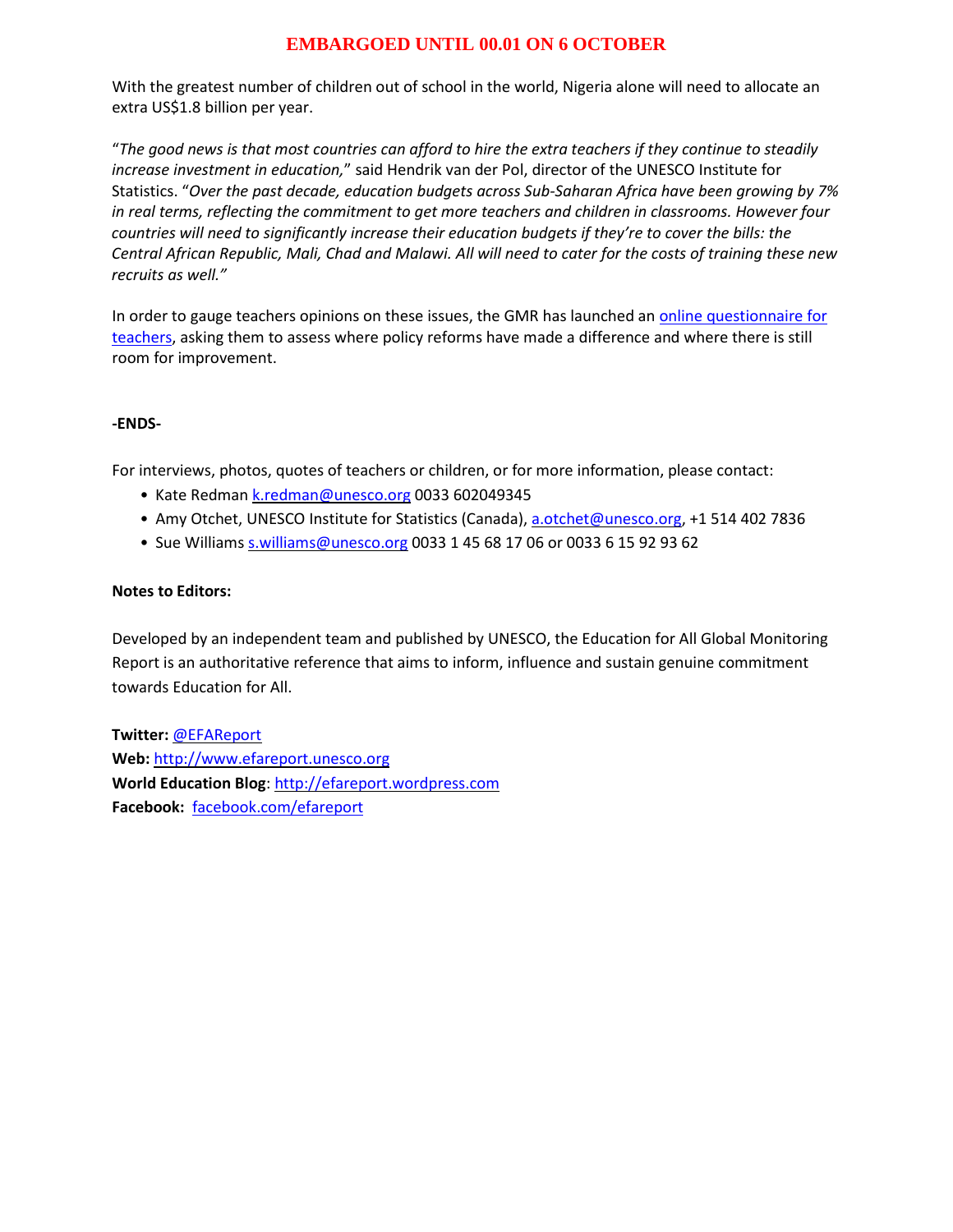**EMBARGOED UNTIL 00.01 ON 6 OCTOBER**

With the greatest number of children out of school in the world, Nigeria alone will need to allocate an extra US$1.8 billion per year.

"*The good news is that most countries can afford to hire the extra teachers if they continue to steadily increase investment in education,*" said Hendrik van der Pol, director of the UNESCO Institute for Statistics. "*Over the past decade, education budgets across Sub-Saharan Africa have been growing by 7% in real terms, reflecting the commitment to get more teachers and children in classrooms. However four countries will need to significantly increase their education budgets if they're to cover the bills: the Central African Republic, Mali, Chad and Malawi. All will need to cater for the costs of training these new recruits as well.*"

In order to gauge teachers opinions on these issues, the GMR has launched an online questionnaire for teachers, asking them to assess where policy reforms have made a difference and where there is still room for improvement.

**-ENDS-**

For interviews, photos, quotes of teachers or children, or for more information, please contact:

- Kate Redman k.redman@unesco.org 0033 602049345
- Amy Otchet, UNESCO Institute for Statistics (Canada), a.otchet@unesco.org, +1 514 402 7836
- Sue Williams s.williams@unesco.org 0033 1 45 68 17 06 or 0033 6 15 92 93 62

**Notes to Editors:**

Developed by an independent team and published by UNESCO, the Education for All Global Monitoring Report is an authoritative reference that aims to inform, influence and sustain genuine commitment towards Education for All.

**Twitter:** @EFAReport
**Web:** http://www.efareport.unesco.org
**World Education Blog**: http://efareport.wordpress.com
**Facebook:** facebook.com/efareport